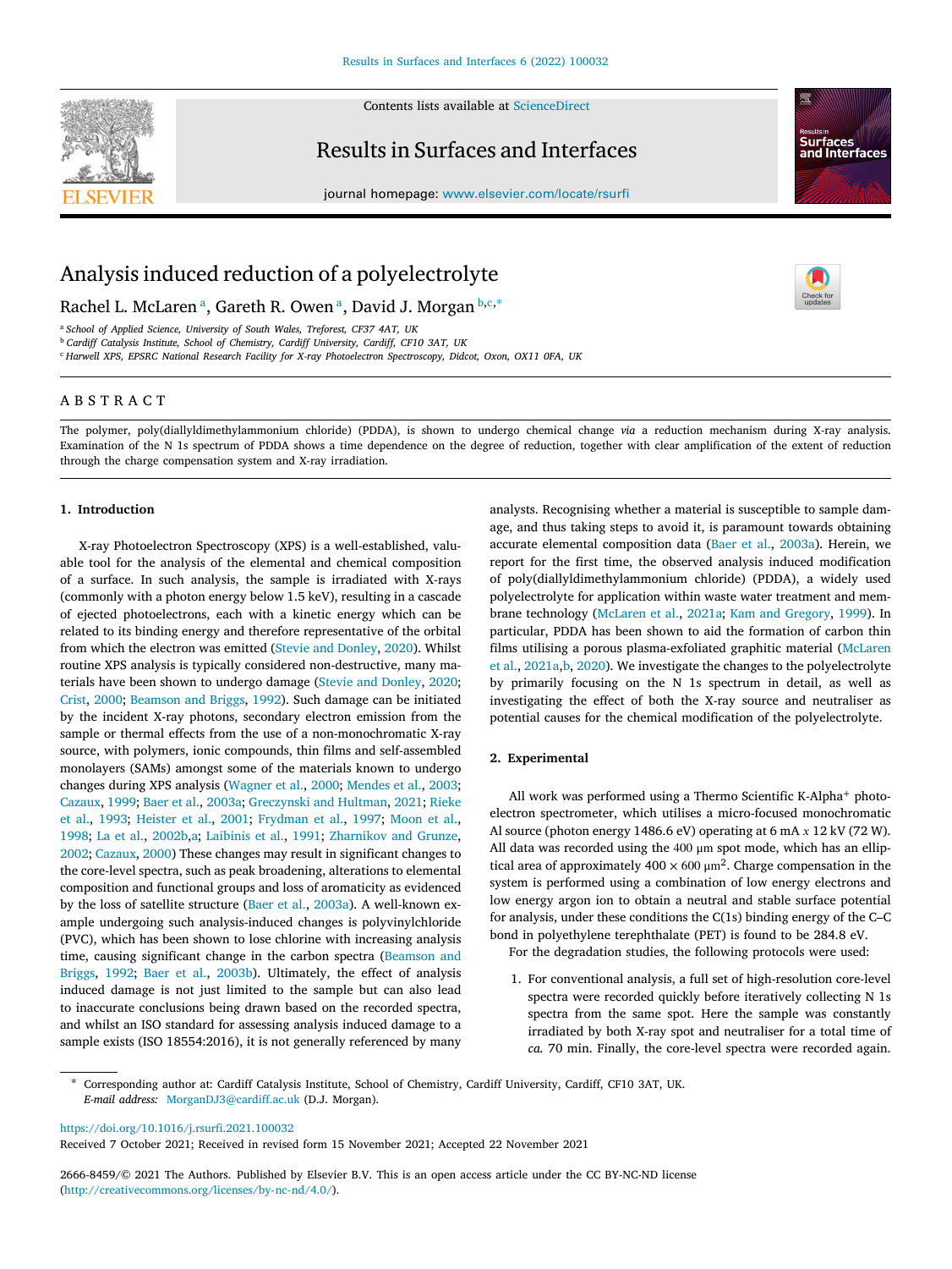# Analysis induced reduction of a polyelectrolyte

Rachel L. McLaren [a], Gareth R. Owen [a], David J. Morgan [b,c,*]

[a] School of Applied Science, University of South Wales, Treforest, CF37 4AT, UK
[b] Cardiff Catalysis Institute, School of Chemistry, Cardiff University, Cardiff, CF10 3AT, UK
[c] Harwell XPS, EPSRC National Research Facility for X-ray Photoelectron Spectroscopy, Didcot, Oxon, OX11 0FA, UK

## ABSTRACT

The polymer, poly(diallyldimethylammonium chloride) (PDDA), is shown to undergo chemical change *via* a reduction mechanism during X-ray analysis. Examination of the N 1s spectrum of PDDA shows a time dependence on the degree of reduction, together with clear amplification of the extent of reduction through the charge compensation system and X-ray irradiation.

## 1. Introduction

X-ray Photoelectron Spectroscopy (XPS) is a well-established, valuable tool for the analysis of the elemental and chemical composition of a surface. In such analysis, the sample is irradiated with X-rays (commonly with a photon energy below 1.5 keV), resulting in a cascade of ejected photoelectrons, each with a kinetic energy which can be related to its binding energy and therefore representative of the orbital from which the electron was emitted (Stevie and Donley, 2020). Whilst routine XPS analysis is typically considered non-destructive, many materials have been shown to undergo damage (Stevie and Donley, 2020; Crist, 2000; Beamson and Briggs, 1992). Such damage can be initiated by the incident X-ray photons, secondary electron emission from the sample or thermal effects from the use of a non-monochromatic X-ray source, with polymers, ionic compounds, thin films and self-assembled monolayers (SAMs) amongst some of the materials known to undergo changes during XPS analysis (Wagner et al., 2000; Mendes et al., 2003; Cazaux, 1999; Baer et al., 2003a; Greczynski and Hultman, 2021; Rieke et al., 1993; Heister et al., 2001; Frydman et al., 1997; Moon et al., 1998; La et al., 2002b,a; Laibinis et al., 1991; Zharnikov and Grunze, 2002; Cazaux, 2000) These changes may result in significant changes to the core-level spectra, such as peak broadening, alterations to elemental composition and functional groups and loss of aromaticity as evidenced by the loss of satellite structure (Baer et al., 2003a). A well-known example undergoing such analysis-induced changes is polyvinylchloride (PVC), which has been shown to lose chlorine with increasing analysis time, causing significant change in the carbon spectra (Beamson and Briggs, 1992; Baer et al., 2003b). Ultimately, the effect of analysis induced damage is not just limited to the sample but can also lead to inaccurate conclusions being drawn based on the recorded spectra, and whilst an ISO standard for assessing analysis induced damage to a sample exists (ISO 18554:2016), it is not generally referenced by many analysts. Recognising whether a material is susceptible to sample damage, and thus taking steps to avoid it, is paramount towards obtaining accurate elemental composition data (Baer et al., 2003a). Herein, we report for the first time, the observed analysis induced modification of poly(diallyldimethylammonium chloride) (PDDA), a widely used polyelectrolyte for application within waste water treatment and membrane technology (McLaren et al., 2021a; Kam and Gregory, 1999). In particular, PDDA has been shown to aid the formation of carbon thin films utilising a porous plasma-exfoliated graphitic material (McLaren et al., 2021a,b, 2020). We investigate the changes to the polyelectrolyte by primarily focusing on the N 1s spectrum in detail, as well as investigating the effect of both the X-ray source and neutraliser as potential causes for the chemical modification of the polyelectrolyte.

## 2. Experimental

All work was performed using a Thermo Scientific K-Alpha+ photoelectron spectrometer, which utilises a micro-focused monochromatic Al source (photon energy 1486.6 eV) operating at 6 mA $x$ 12 kV (72 W). All data was recorded using the 400 μm spot mode, which has an elliptical area of approximately $400 \times 600$ μm$^2$. Charge compensation in the system is performed using a combination of low energy electrons and low energy argon ion to obtain a neutral and stable surface potential for analysis, under these conditions the C(1s) binding energy of the C–C bond in polyethylene terephthalate (PET) is found to be 284.8 eV.

For the degradation studies, the following protocols were used:

1. For conventional analysis, a full set of high-resolution core-level spectra were recorded quickly before iteratively collecting N 1s spectra from the same spot. Here the sample was constantly irradiated by both X-ray spot and neutraliser for a total time of *ca.* 70 min. Finally, the core-level spectra were recorded again.

\* Corresponding author at: Cardiff Catalysis Institute, School of Chemistry, Cardiff University, Cardiff, CF10 3AT, UK.
*E-mail address:* MorganDJ3@cardiff.ac.uk (D.J. Morgan).

https://doi.org/10.1016/j.rsurfi.2021.100032
Received 7 October 2021; Received in revised form 15 November 2021; Accepted 22 November 2021

2666-8459/© 2021 The Authors. Published by Elsevier B.V. This is an open access article under the CC BY-NC-ND license (http://creativecommons.org/licenses/by-nc-nd/4.0/).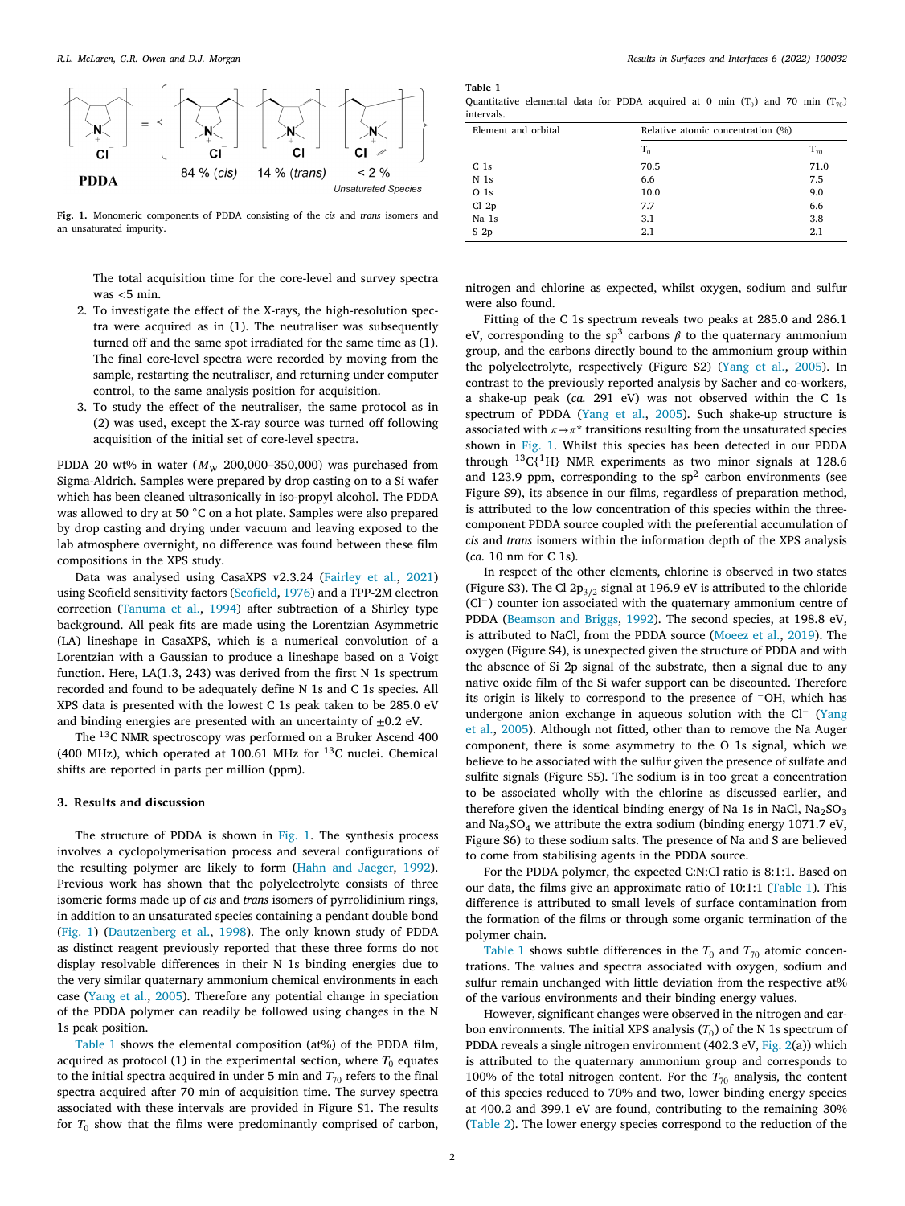PDDA = { 84 % (*cis*) | 14 % (*trans*) | < 2 % Unsaturated Species }

**Fig. 1.** Monomeric components of PDDA consisting of the *cis* and *trans* isomers and an unsaturated impurity.

The total acquisition time for the core-level and survey spectra was <5 min.

2. To investigate the effect of the X-rays, the high-resolution spectra were acquired as in (1). The neutraliser was subsequently turned off and the same spot irradiated for the same time as (1). The final core-level spectra were recorded by moving from the sample, restarting the neutraliser, and returning under computer control, to the same analysis position for acquisition.
3. To study the effect of the neutraliser, the same protocol as in (2) was used, except the X-ray source was turned off following acquisition of the initial set of core-level spectra.

PDDA 20 wt% in water ($M_W$ 200,000–350,000) was purchased from Sigma-Aldrich. Samples were prepared by drop casting on to a Si wafer which has been cleaned ultrasonically in iso-propyl alcohol. The PDDA was allowed to dry at 50 °C on a hot plate. Samples were also prepared by drop casting and drying under vacuum and leaving exposed to the lab atmosphere overnight, no difference was found between these film compositions in the XPS study.

Data was analysed using CasaXPS v2.3.24 (Fairley et al., 2021) using Scofield sensitivity factors (Scofield, 1976) and a TPP-2M electron correction (Tanuma et al., 1994) after subtraction of a Shirley type background. All peak fits are made using the Lorentzian Asymmetric (LA) lineshape in CasaXPS, which is a numerical convolution of a Lorentzian with a Gaussian to produce a lineshape based on a Voigt function. Here, LA(1.3, 243) was derived from the first N 1s spectrum recorded and found to be adequately define N 1s and C 1s species. All XPS data is presented with the lowest C 1s peak taken to be 285.0 eV and binding energies are presented with an uncertainty of ±0.2 eV.

The $^{13}$C NMR spectroscopy was performed on a Bruker Ascend 400 (400 MHz), which operated at 100.61 MHz for $^{13}$C nuclei. Chemical shifts are reported in parts per million (ppm).

## 3. Results and discussion

The structure of PDDA is shown in Fig. 1. The synthesis process involves a cyclopolymerisation process and several configurations of the resulting polymer are likely to form (Hahn and Jaeger, 1992). Previous work has shown that the polyelectrolyte consists of three isomeric forms made up of *cis* and *trans* isomers of pyrrolidinium rings, in addition to an unsaturated species containing a pendant double bond (Fig. 1) (Dautzenberg et al., 1998). The only known study of PDDA as distinct reagent previously reported that these three forms do not display resolvable differences in their N 1s binding energies due to the very similar quaternary ammonium chemical environments in each case (Yang et al., 2005). Therefore any potential change in speciation of the PDDA polymer can readily be followed using changes in the N 1s peak position.

Table 1 shows the elemental composition (at%) of the PDDA film, acquired as protocol (1) in the experimental section, where $T_0$ equates to the initial spectra acquired in under 5 min and $T_{70}$ refers to the final spectra acquired after 70 min of acquisition time. The survey spectra associated with these intervals are provided in Figure S1. The results for $T_0$ show that the films were predominantly comprised of carbon, nitrogen and chlorine as expected, whilst oxygen, sodium and sulfur were also found.

**Table 1**
Quantitative elemental data for PDDA acquired at 0 min ($T_0$) and 70 min ($T_{70}$) intervals.

| Element and orbital | Relative atomic concentration (%) | |
|---|---|---|
| | $T_0$ | $T_{70}$ |
| C 1s | 70.5 | 71.0 |
| N 1s | 6.6 | 7.5 |
| O 1s | 10.0 | 9.0 |
| Cl 2p | 7.7 | 6.6 |
| Na 1s | 3.1 | 3.8 |
| S 2p | 2.1 | 2.1 |

Fitting of the C 1s spectrum reveals two peaks at 285.0 and 286.1 eV, corresponding to the sp$^3$ carbons *β* to the quaternary ammonium group, and the carbons directly bound to the ammonium group within the polyelectrolyte, respectively (Figure S2) (Yang et al., 2005). In contrast to the previously reported analysis by Sacher and co-workers, a shake-up peak (*ca.* 291 eV) was not observed within the C 1s spectrum of PDDA (Yang et al., 2005). Such shake-up structure is associated with $\pi \rightarrow \pi^*$ transitions resulting from the unsaturated species shown in Fig. 1. Whilst this species has been detected in our PDDA through $^{13}$C{$^1$H} NMR experiments as two minor signals at 128.6 and 123.9 ppm, corresponding to the sp$^2$ carbon environments (see Figure S9), its absence in our films, regardless of preparation method, is attributed to the low concentration of this species within the three-component PDDA source coupled with the preferential accumulation of *cis* and *trans* isomers within the information depth of the XPS analysis (*ca.* 10 nm for C 1s).

In respect of the other elements, chlorine is observed in two states (Figure S3). The Cl 2p$_{3/2}$ signal at 196.9 eV is attributed to the chloride (Cl$^-$) counter ion associated with the quaternary ammonium centre of PDDA (Beamson and Briggs, 1992). The second species, at 198.8 eV, is attributed to NaCl, from the PDDA source (Moeez et al., 2019). The oxygen (Figure S4), is unexpected given the structure of PDDA and with the absence of Si 2p signal of the substrate, then a signal due to any native oxide film of the Si wafer support can be discounted. Therefore its origin is likely to correspond to the presence of $^-$OH, which has undergone anion exchange in aqueous solution with the Cl$^-$ (Yang et al., 2005). Although not fitted, other than to remove the Na Auger component, there is some asymmetry to the O 1s signal, which we believe to be associated with the sulfur given the presence of sulfate and sulfite signals (Figure S5). The sodium is in too great a concentration to be associated wholly with the chlorine as discussed earlier, and therefore given the identical binding energy of Na 1s in NaCl, $Na_2SO_3$ and $Na_2SO_4$ we attribute the extra sodium (binding energy 1071.7 eV, Figure S6) to these sodium salts. The presence of Na and S are believed to come from stabilising agents in the PDDA source.

For the PDDA polymer, the expected C:N:Cl ratio is 8:1:1. Based on our data, the films give an approximate ratio of 10:1:1 (Table 1). This difference is attributed to small levels of surface contamination from the formation of the films or through some organic termination of the polymer chain.

Table 1 shows subtle differences in the $T_0$ and $T_{70}$ atomic concentrations. The values and spectra associated with oxygen, sodium and sulfur remain unchanged with little deviation from the respective at% of the various environments and their binding energy values.

However, significant changes were observed in the nitrogen and carbon environments. The initial XPS analysis ($T_0$) of the N 1s spectrum of PDDA reveals a single nitrogen environment (402.3 eV, Fig. 2(a)) which is attributed to the quaternary ammonium group and corresponds to 100% of the total nitrogen content. For the $T_{70}$ analysis, the content of this species reduced to 70% and two, lower binding energy species at 400.2 and 399.1 eV are found, contributing to the remaining 30% (Table 2). The lower energy species correspond to the reduction of the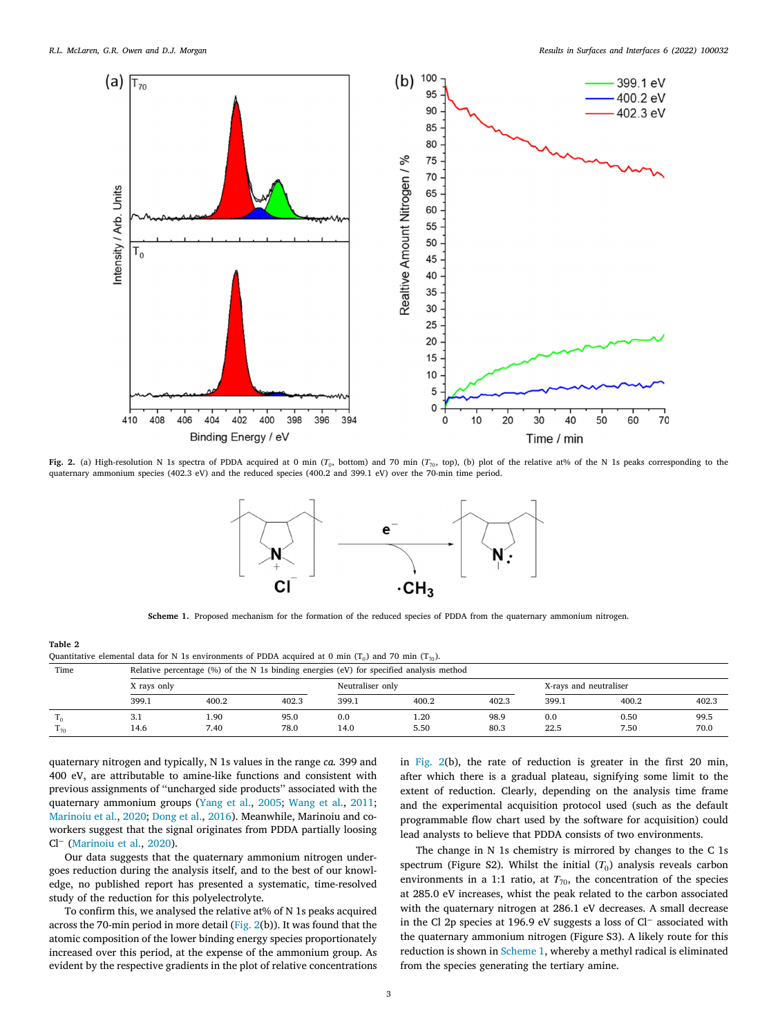**Fig. 2.** (a) High-resolution N 1s spectra of PDDA acquired at 0 min ($T_0$, bottom) and 70 min ($T_{70}$, top), (b) plot of the relative at% of the N 1s peaks corresponding to the quaternary ammonium species (402.3 eV) and the reduced species (400.2 and 399.1 eV) over the 70-min time period.

**Scheme 1.** Proposed mechanism for the formation of the reduced species of PDDA from the quaternary ammonium nitrogen.

**Table 2**
Quantitative elemental data for N 1s environments of PDDA acquired at 0 min ($T_0$) and 70 min ($T_{70}$).

| Time | Relative percentage (%) of the N 1s binding energies (eV) for specified analysis method | | | | | | | | |
|---|---|---|---|---|---|---|---|---|---|
| | X rays only | | | Neutraliser only | | | X-rays and neutraliser | | |
| | 399.1 | 400.2 | 402.3 | 399.1 | 400.2 | 402.3 | 399.1 | 400.2 | 402.3 |
| $T_0$ | 3.1 | 1.90 | 95.0 | 0.0 | 1.20 | 98.9 | 0.0 | 0.50 | 99.5 |
| $T_{70}$ | 14.6 | 7.40 | 78.0 | 14.0 | 5.50 | 80.3 | 22.5 | 7.50 | 70.0 |

quaternary nitrogen and typically, N 1s values in the range *ca.* 399 and 400 eV, are attributable to amine-like functions and consistent with previous assignments of "uncharged side products" associated with the quaternary ammonium groups (Yang et al., 2005; Wang et al., 2011; Marinoiu et al., 2020; Dong et al., 2016). Meanwhile, Marinoiu and co-workers suggest that the signal originates from PDDA partially loosing $Cl^-$ (Marinoiu et al., 2020).

Our data suggests that the quaternary ammonium nitrogen undergoes reduction during the analysis itself, and to the best of our knowledge, no published report has presented a systematic, time-resolved study of the reduction for this polyelectrolyte.

To confirm this, we analysed the relative at% of N 1s peaks acquired across the 70-min period in more detail (Fig. 2(b)). It was found that the atomic composition of the lower binding energy species proportionately increased over this period, at the expense of the ammonium group. As evident by the respective gradients in the plot of relative concentrations in Fig. 2(b), the rate of reduction is greater in the first 20 min, after which there is a gradual plateau, signifying some limit to the extent of reduction. Clearly, depending on the analysis time frame and the experimental acquisition protocol used (such as the default programmable flow chart used by the software for acquisition) could lead analysts to believe that PDDA consists of two environments.

The change in N 1s chemistry is mirrored by changes to the C 1s spectrum (Figure S2). Whilst the initial ($T_0$) analysis reveals carbon environments in a 1:1 ratio, at $T_{70}$, the concentration of the species at 285.0 eV increases, whilst the peak related to the carbon associated with the quaternary nitrogen at 286.1 eV decreases. A small decrease in the Cl 2p species at 196.9 eV suggests a loss of $Cl^-$ associated with the quaternary ammonium nitrogen (Figure S3). A likely route for this reduction is shown in Scheme 1, whereby a methyl radical is eliminated from the species generating the tertiary amine.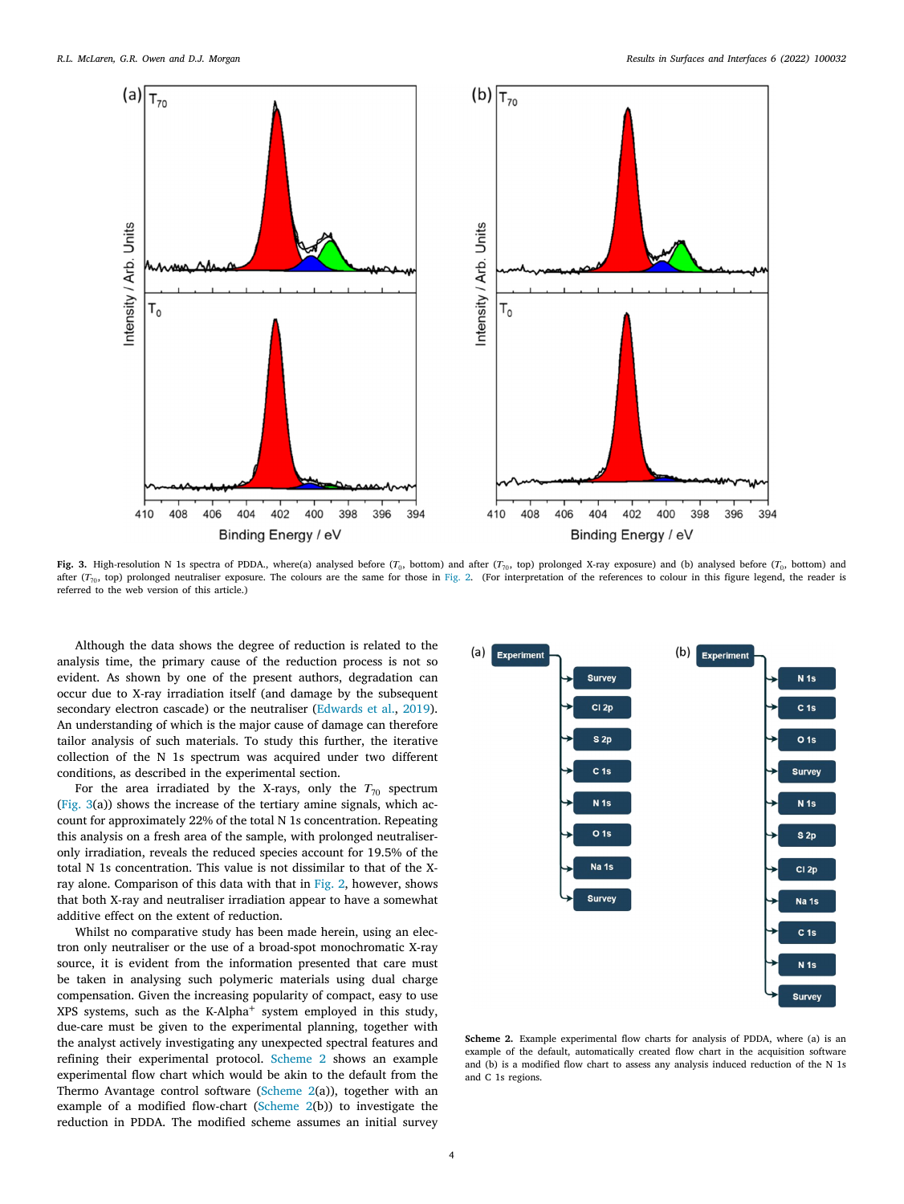**Fig. 3.** High-resolution N 1s spectra of PDDA., where(a) analysed before ($T_0$, bottom) and after ($T_{70}$, top) prolonged X-ray exposure) and (b) analysed before ($T_0$, bottom) and after ($T_{70}$, top) prolonged neutraliser exposure. The colours are the same for those in Fig. 2. (For interpretation of the references to colour in this figure legend, the reader is referred to the web version of this article.)

Although the data shows the degree of reduction is related to the analysis time, the primary cause of the reduction process is not so evident. As shown by one of the present authors, degradation can occur due to X-ray irradiation itself (and damage by the subsequent secondary electron cascade) or the neutraliser (Edwards et al., 2019). An understanding of which is the major cause of damage can therefore tailor analysis of such materials. To study this further, the iterative collection of the N 1s spectrum was acquired under two different conditions, as described in the experimental section.

For the area irradiated by the X-rays, only the $T_{70}$ spectrum (Fig. 3(a)) shows the increase of the tertiary amine signals, which account for approximately 22% of the total N 1s concentration. Repeating this analysis on a fresh area of the sample, with prolonged neutraliser-only irradiation, reveals the reduced species account for 19.5% of the total N 1s concentration. This value is not dissimilar to that of the X-ray alone. Comparison of this data with that in Fig. 2, however, shows that both X-ray and neutraliser irradiation appear to have a somewhat additive effect on the extent of reduction.

Whilst no comparative study has been made herein, using an electron only neutraliser or the use of a broad-spot monochromatic X-ray source, it is evident from the information presented that care must be taken in analysing such polymeric materials using dual charge compensation. Given the increasing popularity of compact, easy to use XPS systems, such as the K-Alpha$^+$ system employed in this study, due-care must be given to the experimental planning, together with the analyst actively investigating any unexpected spectral features and refining their experimental protocol. Scheme 2 shows an example experimental flow chart which would be akin to the default from the Thermo Avantage control software (Scheme 2(a)), together with an example of a modified flow-chart (Scheme 2(b)) to investigate the reduction in PDDA. The modified scheme assumes an initial survey

**Scheme 2.** Example experimental flow charts for analysis of PDDA, where (a) is an example of the default, automatically created flow chart in the acquisition software and (b) is a modified flow chart to assess any analysis induced reduction of the N 1s and C 1s regions.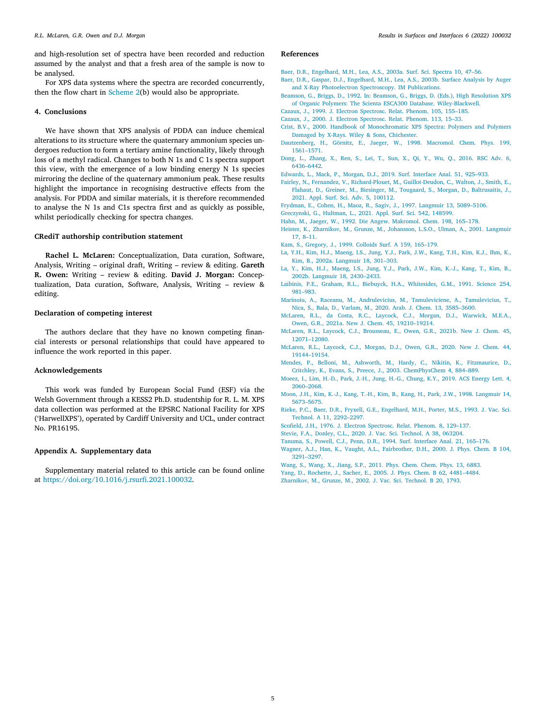and high-resolution set of spectra have been recorded and reduction assumed by the analyst and that a fresh area of the sample is now to be analysed.

For XPS data systems where the spectra are recorded concurrently, then the flow chart in Scheme 2(b) would also be appropriate.

## 4. Conclusions

We have shown that XPS analysis of PDDA can induce chemical alterations to its structure where the quaternary ammonium species undergoes reduction to form a tertiary amine functionality, likely through loss of a methyl radical. Changes to both N 1s and C 1s spectra support this view, with the emergence of a low binding energy N 1s species mirroring the decline of the quaternary ammonium peak. These results highlight the importance in recognising destructive effects from the analysis. For PDDA and similar materials, it is therefore recommended to analyse the N 1s and C1s spectra first and as quickly as possible, whilst periodically checking for spectra changes.

## CRediT authorship contribution statement

**Rachel L. McLaren:** Conceptualization, Data curation, Software, Analysis, Writing – original draft, Writing – review & editing. **Gareth R. Owen:** Writing – review & editing. **David J. Morgan:** Conceptualization, Data curation, Software, Analysis, Writing – review & editing.

## Declaration of competing interest

The authors declare that they have no known competing financial interests or personal relationships that could have appeared to influence the work reported in this paper.

## Acknowledgements

This work was funded by European Social Fund (ESF) via the Welsh Government through a KESS2 Ph.D. studentship for R. L. M. XPS data collection was performed at the EPSRC National Facility for XPS ('HarwellXPS'), operated by Cardiff University and UCL, under contract No. PR16195.

## Appendix A. Supplementary data

Supplementary material related to this article can be found online at https://doi.org/10.1016/j.rsurfi.2021.100032.

## References

Baer, D.R., Engelhard, M.H., Lea, A.S., 2003a. Surf. Sci. Spectra 10, 47–56.

Baer, D.R., Gaspar, D.J., Engelhard, M.H., Lea, A.S., 2003b. Surface Analysis by Auger and X-Ray Photoelectron Spectroscopy. IM Publications.

Beamson, G., Briggs, D., 1992. In: Beamson, G., Briggs, D. (Eds.), High Resolution XPS of Organic Polymers: The Scienta ESCA300 Database. Wiley-Blackwell.

Cazaux, J., 1999. J. Electron Spectrosc. Relat. Phenom. 105, 155–185.

Cazaux, J., 2000. J. Electron Spectrosc. Relat. Phenom. 113, 15–33.

Crist, B.V., 2000. Handbook of Monochromatic XPS Spectra: Polymers and Polymers Damaged by X-Rays. Wiley & Sons, Chichester.

Dautzenberg, H., Görnitz, E., Jaeger, W., 1998. Macromol. Chem. Phys. 199, 1561–1571.

Dong, L., Zhang, X., Ren, S., Lei, T., Sun, X., Qi, Y., Wu, Q., 2016. RSC Adv. 6, 6436–6442.

Edwards, L., Mack, P., Morgan, D.J., 2019. Surf. Interface Anal. 51, 925–933.

Fairley, N., Fernandez, V., Richard-Plouet, M., Guillot-Deudon, C., Walton, J., Smith, E., Flahaut, D., Greiner, M., Biesinger, M., Tougaard, S., Morgan, D., Baltrusaitis, J., 2021. Appl. Surf. Sci. Adv. 5, 100112.

Frydman, E., Cohen, H., Maoz, R., Sagiv, J., 1997. Langmuir 13, 5089–5106.

Greczynski, G., Hultman, L., 2021. Appl. Surf. Sci. 542, 148599.

Hahn, M., Jaeger, W., 1992. Die Angew. Makromol. Chem. 198, 165–178.

Heister, K., Zharnikov, M., Grunze, M., Johansson, L.S.O., Ulman, A., 2001. Langmuir 17, 8–11.

Kam, S., Gregory, J., 1999. Colloids Surf. A 159, 165–179.

La, Y.H., Kim, H.J., Maeng, I.S., Jung, Y.J., Park, J.W., Kang, T.H., Kim, K.J., Ihm, K., Kim, B., 2002a. Langmuir 18, 301–303.

La, Y., Kim, H.J., Maeng, I.S., Jung, Y.J., Park, J.W., Kim, K.-J., Kang, T., Kim, B., 2002b. Langmuir 18, 2430–2433.

Laibinis, P.E., Graham, R.L., Biebuyck, H.A., Whitesides, G.M., 1991. Science 254, 981–983.

Marinoiu, A., Raceanu, M., Andrulevicius, M., Tamuleviciene, A., Tamulevicius, T., Nica, S., Bala, D., Varlam, M., 2020. Arab. J. Chem. 13, 3585–3600.

McLaren, R.L., da Costa, R.C., Laycock, C.J., Morgan, D.J., Warwick, M.E.A., Owen, G.R., 2021a. New J. Chem. 45, 19210–19214.

McLaren, R.L., Laycock, C.J., Brousseau, E., Owen, G.R., 2021b. New J. Chem. 45, 12071–12080.

McLaren, R.L., Laycock, C.J., Morgan, D.J., Owen, G.R., 2020. New J. Chem. 44, 19144–19154.

Mendes, P., Belloni, M., Ashworth, M., Hardy, C., Nikitin, K., Fitzmaurice, D., Critchley, K., Evans, S., Preece, J., 2003. ChemPhysChem 4, 884–889.

Moeez, I., Lim, H.-D., Park, J.-H., Jung, H.-G., Chung, K.Y., 2019. ACS Energy Lett. 4, 2060–2068.

Moon, J.H., Kim, K.-J., Kang, T.-H., Kim, B., Kang, H., Park, J.W., 1998. Langmuir 14, 5673–5675.

Rieke, P.C., Baer, D.R., Fryxell, G.E., Engelhard, M.H., Porter, M.S., 1993. J. Vac. Sci. Technol. A 11, 2292–2297.

Scofield, J.H., 1976. J. Electron Spectrosc. Relat. Phenom. 8, 129–137.

Stevie, F.A., Donley, C.L., 2020. J. Vac. Sci. Technol. A 38, 063204.

Tanuma, S., Powell, C.J., Penn, D.R., 1994. Surf. Interface Anal. 21, 165–176.

Wagner, A.J., Han, K., Vaught, A.L., Fairbrother, D.H., 2000. J. Phys. Chem. B 104, 3291–3297.

Wang, S., Wang, X., Jiang, S.P., 2011. Phys. Chem. Chem. Phys. 13, 6883.

Yang, D., Rochette, J., Sacher, E., 2005. J. Phys. Chem. B 62, 4481–4484.

Zharnikov, M., Grunze, M., 2002. J. Vac. Sci. Technol. B 20, 1793.